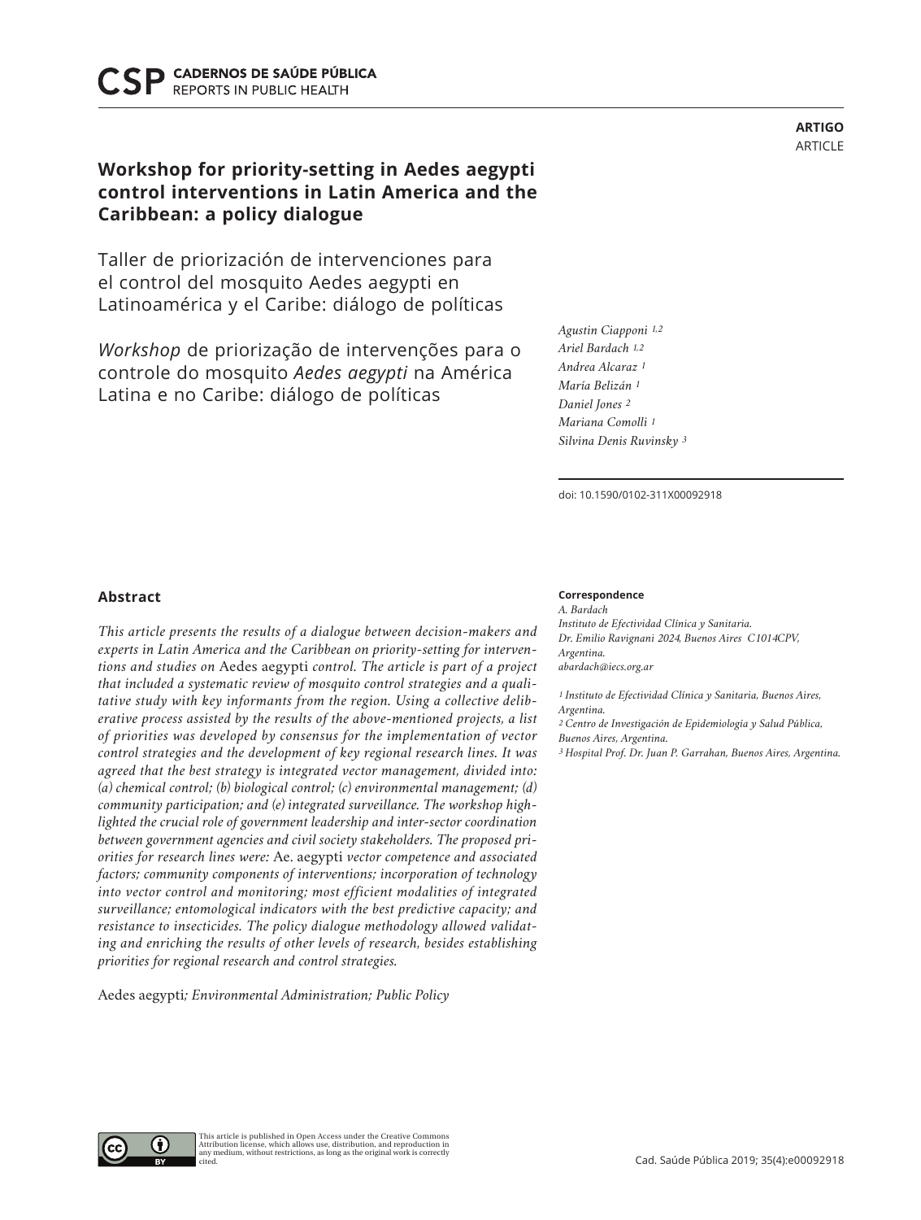**ARTIGO**
ARTICLE

# Workshop for priority-setting in Aedes aegypti control interventions in Latin America and the Caribbean: a policy dialogue

Taller de priorización de intervenciones para el control del mosquito Aedes aegypti en Latinoamérica y el Caribe: diálogo de políticas

*Workshop* de priorização de intervenções para o controle do mosquito *Aedes aegypti* na América Latina e no Caribe: diálogo de políticas

*Agustin Ciapponi* [1,2]
*Ariel Bardach* [1,2]
*Andrea Alcaraz* [1]
*María Belizán* [1]
*Daniel Jones* [2]
*Mariana Comolli* [1]
*Silvina Denis Ruvinsky* [3]

doi: 10.1590/0102-311X00092918

## Abstract

*This article presents the results of a dialogue between decision-makers and experts in Latin America and the Caribbean on priority-setting for interventions and studies on* Aedes aegypti *control. The article is part of a project that included a systematic review of mosquito control strategies and a qualitative study with key informants from the region. Using a collective deliberative process assisted by the results of the above-mentioned projects, a list of priorities was developed by consensus for the implementation of vector control strategies and the development of key regional research lines. It was agreed that the best strategy is integrated vector management, divided into: (a) chemical control; (b) biological control; (c) environmental management; (d) community participation; and (e) integrated surveillance. The workshop highlighted the crucial role of government leadership and inter-sector coordination between government agencies and civil society stakeholders. The proposed priorities for research lines were:* Ae. aegypti *vector competence and associated factors; community components of interventions; incorporation of technology into vector control and monitoring; most efficient modalities of integrated surveillance; entomological indicators with the best predictive capacity; and resistance to insecticides. The policy dialogue methodology allowed validating and enriching the results of other levels of research, besides establishing priorities for regional research and control strategies.*

Aedes aegypti*; Environmental Administration; Public Policy*

**Correspondence**
*A. Bardach*
*Instituto de Efectividad Clínica y Sanitaria.*
*Dr. Emilio Ravignani 2024, Buenos Aires C1014CPV, Argentina.*
*abardach@iecs.org.ar*

*[1] Instituto de Efectividad Clínica y Sanitaria, Buenos Aires, Argentina.*
*[2] Centro de Investigación de Epidemiología y Salud Pública, Buenos Aires, Argentina.*
*[3] Hospital Prof. Dr. Juan P. Garrahan, Buenos Aires, Argentina.*

This article is published in Open Access under the Creative Commons Attribution license, which allows use, distribution, and reproduction in any medium, without restrictions, as long as the original work is correctly cited.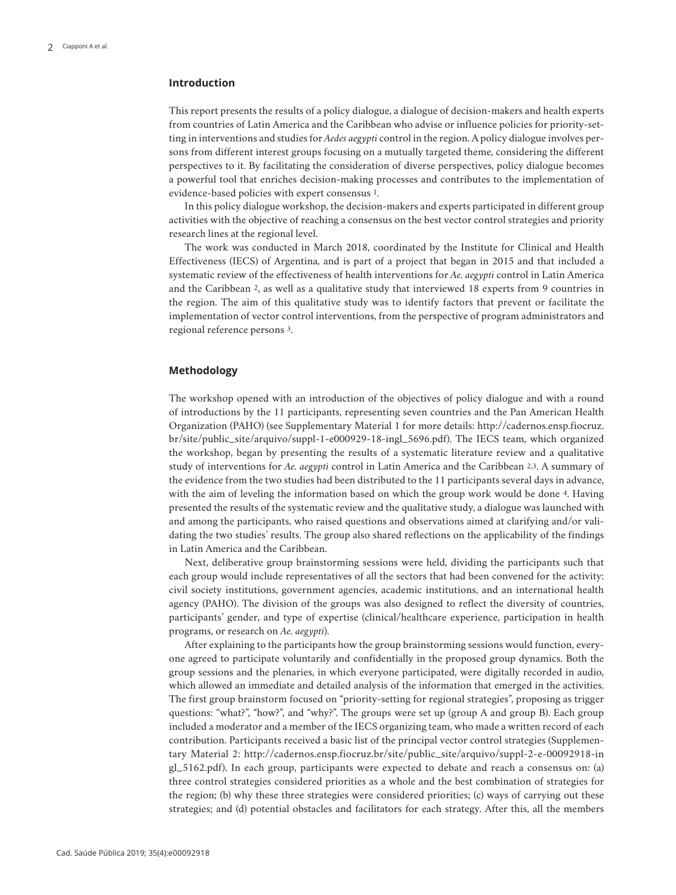## Introduction

This report presents the results of a policy dialogue, a dialogue of decision-makers and health experts from countries of Latin America and the Caribbean who advise or influence policies for priority-setting in interventions and studies for *Aedes aegypti* control in the region. A policy dialogue involves persons from different interest groups focusing on a mutually targeted theme, considering the different perspectives to it. By facilitating the consideration of diverse perspectives, policy dialogue becomes a powerful tool that enriches decision-making processes and contributes to the implementation of evidence-based policies with expert consensus [1].

In this policy dialogue workshop, the decision-makers and experts participated in different group activities with the objective of reaching a consensus on the best vector control strategies and priority research lines at the regional level.

The work was conducted in March 2018, coordinated by the Institute for Clinical and Health Effectiveness (IECS) of Argentina, and is part of a project that began in 2015 and that included a systematic review of the effectiveness of health interventions for *Ae. aegypti* control in Latin America and the Caribbean [2], as well as a qualitative study that interviewed 18 experts from 9 countries in the region. The aim of this qualitative study was to identify factors that prevent or facilitate the implementation of vector control interventions, from the perspective of program administrators and regional reference persons [3].

## Methodology

The workshop opened with an introduction of the objectives of policy dialogue and with a round of introductions by the 11 participants, representing seven countries and the Pan American Health Organization (PAHO) (see Supplementary Material 1 for more details: http://cadernos.ensp.fiocruz.br/site/public_site/arquivo/suppl-1-e000929-18-ingl_5696.pdf). The IECS team, which organized the workshop, began by presenting the results of a systematic literature review and a qualitative study of interventions for *Ae. aegypti* control in Latin America and the Caribbean [2,3]. A summary of the evidence from the two studies had been distributed to the 11 participants several days in advance, with the aim of leveling the information based on which the group work would be done [4]. Having presented the results of the systematic review and the qualitative study, a dialogue was launched with and among the participants, who raised questions and observations aimed at clarifying and/or validating the two studies' results. The group also shared reflections on the applicability of the findings in Latin America and the Caribbean.

Next, deliberative group brainstorming sessions were held, dividing the participants such that each group would include representatives of all the sectors that had been convened for the activity: civil society institutions, government agencies, academic institutions, and an international health agency (PAHO). The division of the groups was also designed to reflect the diversity of countries, participants' gender, and type of expertise (clinical/healthcare experience, participation in health programs, or research on *Ae. aegypti*).

After explaining to the participants how the group brainstorming sessions would function, everyone agreed to participate voluntarily and confidentially in the proposed group dynamics. Both the group sessions and the plenaries, in which everyone participated, were digitally recorded in audio, which allowed an immediate and detailed analysis of the information that emerged in the activities. The first group brainstorm focused on "priority-setting for regional strategies", proposing as trigger questions: "what?", "how?", and "why?". The groups were set up (group A and group B). Each group included a moderator and a member of the IECS organizing team, who made a written record of each contribution. Participants received a basic list of the principal vector control strategies (Supplementary Material 2: http://cadernos.ensp.fiocruz.br/site/public_site/arquivo/suppl-2-e-00092918-ingl_5162.pdf). In each group, participants were expected to debate and reach a consensus on: (a) three control strategies considered priorities as a whole and the best combination of strategies for the region; (b) why these three strategies were considered priorities; (c) ways of carrying out these strategies; and (d) potential obstacles and facilitators for each strategy. After this, all the members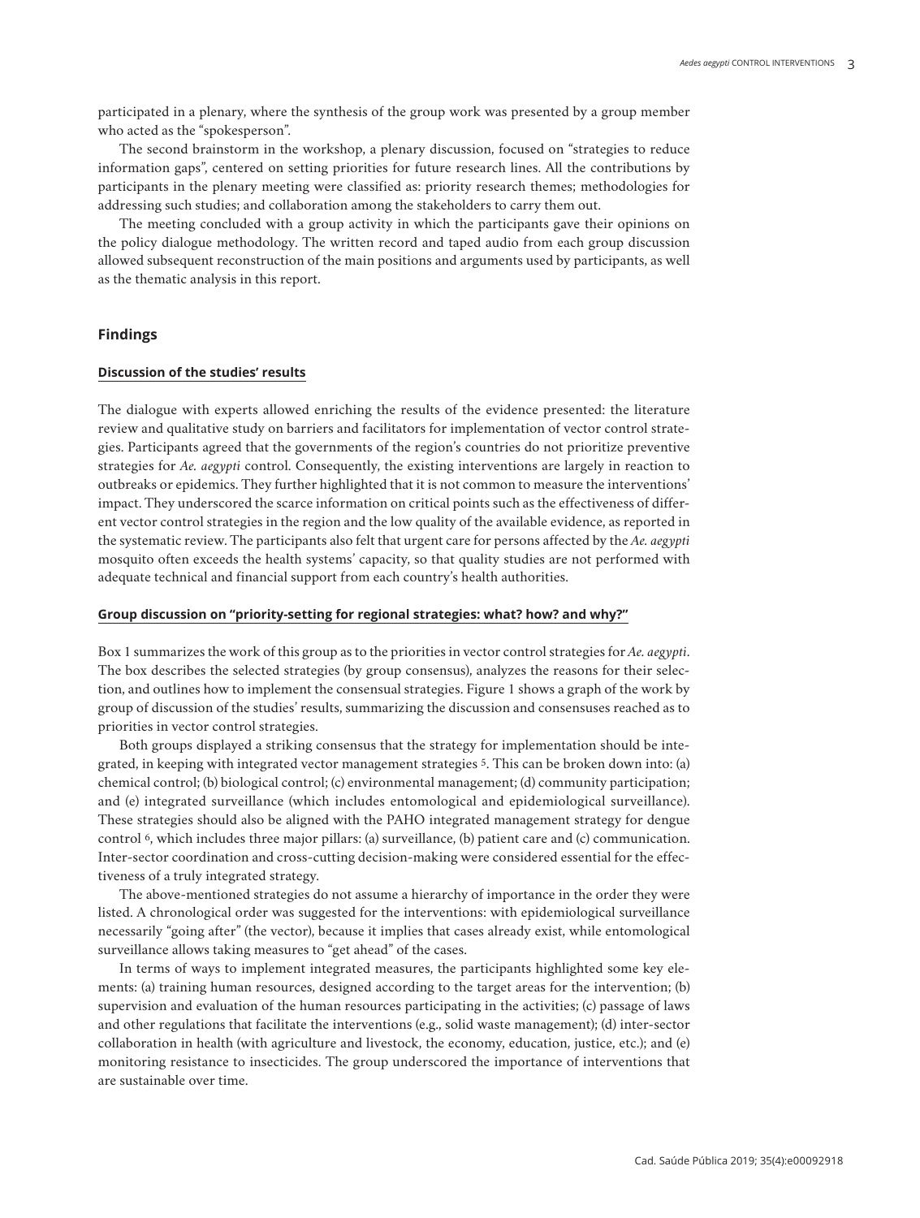participated in a plenary, where the synthesis of the group work was presented by a group member who acted as the "spokesperson".

The second brainstorm in the workshop, a plenary discussion, focused on "strategies to reduce information gaps", centered on setting priorities for future research lines. All the contributions by participants in the plenary meeting were classified as: priority research themes; methodologies for addressing such studies; and collaboration among the stakeholders to carry them out.

The meeting concluded with a group activity in which the participants gave their opinions on the policy dialogue methodology. The written record and taped audio from each group discussion allowed subsequent reconstruction of the main positions and arguments used by participants, as well as the thematic analysis in this report.

## Findings

### Discussion of the studies' results

The dialogue with experts allowed enriching the results of the evidence presented: the literature review and qualitative study on barriers and facilitators for implementation of vector control strategies. Participants agreed that the governments of the region's countries do not prioritize preventive strategies for *Ae. aegypti* control. Consequently, the existing interventions are largely in reaction to outbreaks or epidemics. They further highlighted that it is not common to measure the interventions' impact. They underscored the scarce information on critical points such as the effectiveness of different vector control strategies in the region and the low quality of the available evidence, as reported in the systematic review. The participants also felt that urgent care for persons affected by the *Ae. aegypti* mosquito often exceeds the health systems' capacity, so that quality studies are not performed with adequate technical and financial support from each country's health authorities.

### Group discussion on "priority-setting for regional strategies: what? how? and why?"

Box 1 summarizes the work of this group as to the priorities in vector control strategies for *Ae. aegypti*. The box describes the selected strategies (by group consensus), analyzes the reasons for their selection, and outlines how to implement the consensual strategies. Figure 1 shows a graph of the work by group of discussion of the studies' results, summarizing the discussion and consensuses reached as to priorities in vector control strategies.

Both groups displayed a striking consensus that the strategy for implementation should be integrated, in keeping with integrated vector management strategies [5]. This can be broken down into: (a) chemical control; (b) biological control; (c) environmental management; (d) community participation; and (e) integrated surveillance (which includes entomological and epidemiological surveillance). These strategies should also be aligned with the PAHO integrated management strategy for dengue control [6], which includes three major pillars: (a) surveillance, (b) patient care and (c) communication. Inter-sector coordination and cross-cutting decision-making were considered essential for the effectiveness of a truly integrated strategy.

The above-mentioned strategies do not assume a hierarchy of importance in the order they were listed. A chronological order was suggested for the interventions: with epidemiological surveillance necessarily "going after" (the vector), because it implies that cases already exist, while entomological surveillance allows taking measures to "get ahead" of the cases.

In terms of ways to implement integrated measures, the participants highlighted some key elements: (a) training human resources, designed according to the target areas for the intervention; (b) supervision and evaluation of the human resources participating in the activities; (c) passage of laws and other regulations that facilitate the interventions (e.g., solid waste management); (d) inter-sector collaboration in health (with agriculture and livestock, the economy, education, justice, etc.); and (e) monitoring resistance to insecticides. The group underscored the importance of interventions that are sustainable over time.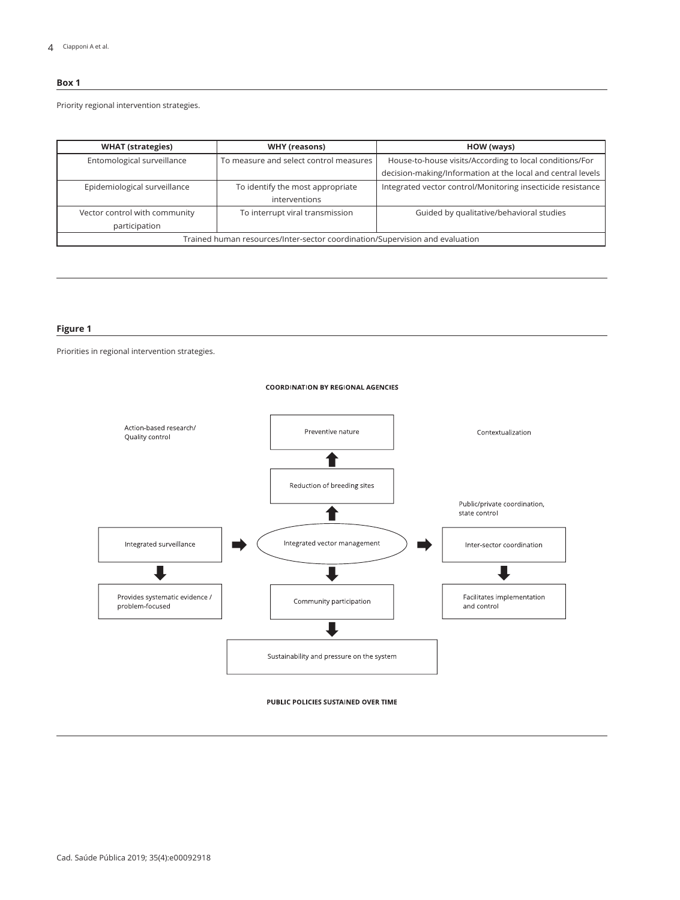**Box 1**

Priority regional intervention strategies.

| WHAT (strategies) | WHY (reasons) | HOW (ways) |
| --- | --- | --- |
| Entomological surveillance | To measure and select control measures | House-to-house visits/According to local conditions/For decision-making/Information at the local and central levels |
| Epidemiological surveillance | To identify the most appropriate interventions | Integrated vector control/Monitoring insecticide resistance |
| Vector control with community participation | To interrupt viral transmission | Guided by qualitative/behavioral studies |
| Trained human resources/Inter-sector coordination/Supervision and evaluation | | |

**Figure 1**

Priorities in regional intervention strategies.

COORDINATION BY REGIONAL AGENCIES

Action-based research/ Quality control

Preventive nature

Contextualization

Reduction of breeding sites

Public/private coordination, state control

Integrated surveillance

Integrated vector management

Inter-sector coordination

Provides systematic evidence / problem-focused

Community participation

Facilitates implementation and control

Sustainability and pressure on the system

PUBLIC POLICIES SUSTAINED OVER TIME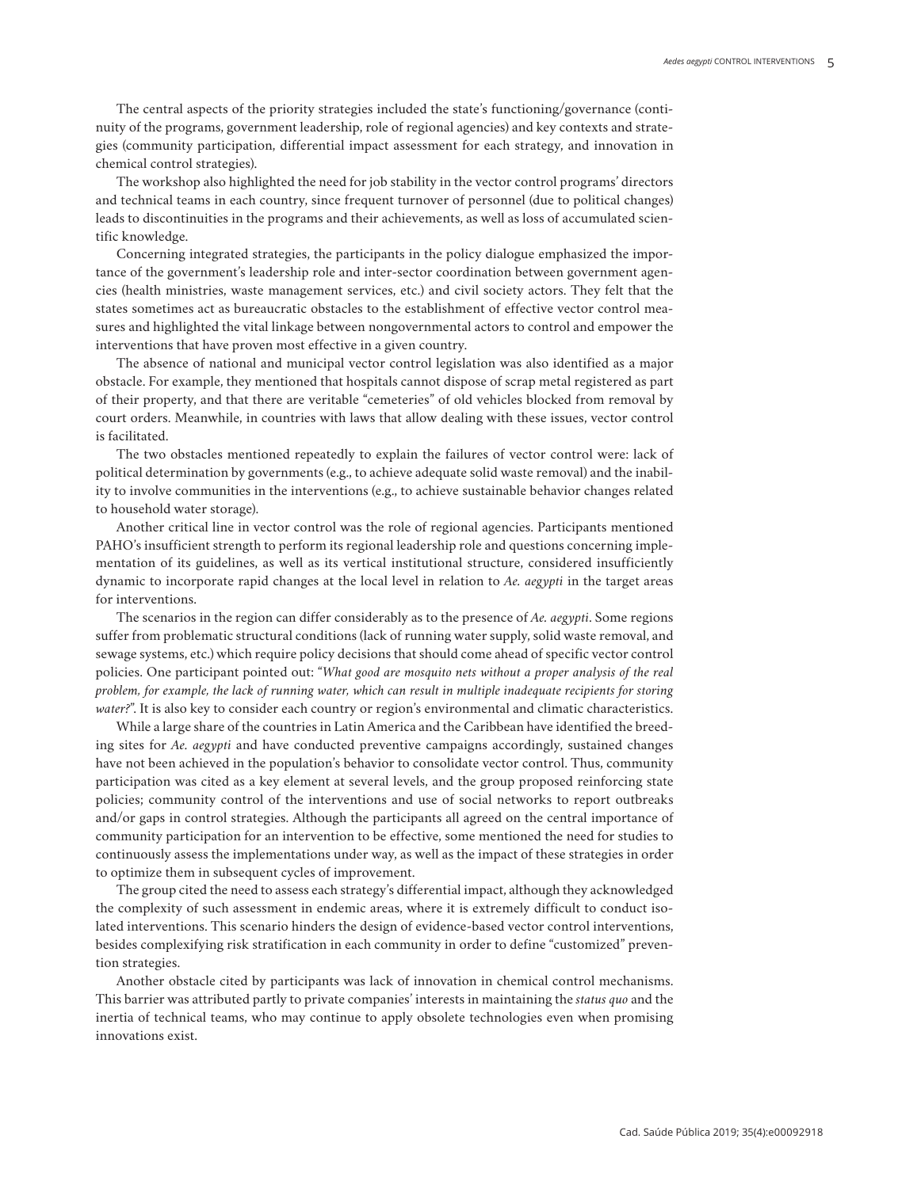The central aspects of the priority strategies included the state's functioning/governance (continuity of the programs, government leadership, role of regional agencies) and key contexts and strategies (community participation, differential impact assessment for each strategy, and innovation in chemical control strategies).

The workshop also highlighted the need for job stability in the vector control programs' directors and technical teams in each country, since frequent turnover of personnel (due to political changes) leads to discontinuities in the programs and their achievements, as well as loss of accumulated scientific knowledge.

Concerning integrated strategies, the participants in the policy dialogue emphasized the importance of the government's leadership role and inter-sector coordination between government agencies (health ministries, waste management services, etc.) and civil society actors. They felt that the states sometimes act as bureaucratic obstacles to the establishment of effective vector control measures and highlighted the vital linkage between nongovernmental actors to control and empower the interventions that have proven most effective in a given country.

The absence of national and municipal vector control legislation was also identified as a major obstacle. For example, they mentioned that hospitals cannot dispose of scrap metal registered as part of their property, and that there are veritable "cemeteries" of old vehicles blocked from removal by court orders. Meanwhile, in countries with laws that allow dealing with these issues, vector control is facilitated.

The two obstacles mentioned repeatedly to explain the failures of vector control were: lack of political determination by governments (e.g., to achieve adequate solid waste removal) and the inability to involve communities in the interventions (e.g., to achieve sustainable behavior changes related to household water storage).

Another critical line in vector control was the role of regional agencies. Participants mentioned PAHO's insufficient strength to perform its regional leadership role and questions concerning implementation of its guidelines, as well as its vertical institutional structure, considered insufficiently dynamic to incorporate rapid changes at the local level in relation to *Ae. aegypti* in the target areas for interventions.

The scenarios in the region can differ considerably as to the presence of *Ae. aegypti*. Some regions suffer from problematic structural conditions (lack of running water supply, solid waste removal, and sewage systems, etc.) which require policy decisions that should come ahead of specific vector control policies. One participant pointed out: "*What good are mosquito nets without a proper analysis of the real problem, for example, the lack of running water, which can result in multiple inadequate recipients for storing water?*". It is also key to consider each country or region's environmental and climatic characteristics.

While a large share of the countries in Latin America and the Caribbean have identified the breeding sites for *Ae. aegypti* and have conducted preventive campaigns accordingly, sustained changes have not been achieved in the population's behavior to consolidate vector control. Thus, community participation was cited as a key element at several levels, and the group proposed reinforcing state policies; community control of the interventions and use of social networks to report outbreaks and/or gaps in control strategies. Although the participants all agreed on the central importance of community participation for an intervention to be effective, some mentioned the need for studies to continuously assess the implementations under way, as well as the impact of these strategies in order to optimize them in subsequent cycles of improvement.

The group cited the need to assess each strategy's differential impact, although they acknowledged the complexity of such assessment in endemic areas, where it is extremely difficult to conduct isolated interventions. This scenario hinders the design of evidence-based vector control interventions, besides complexifying risk stratification in each community in order to define "customized" prevention strategies.

Another obstacle cited by participants was lack of innovation in chemical control mechanisms. This barrier was attributed partly to private companies' interests in maintaining the *status quo* and the inertia of technical teams, who may continue to apply obsolete technologies even when promising innovations exist.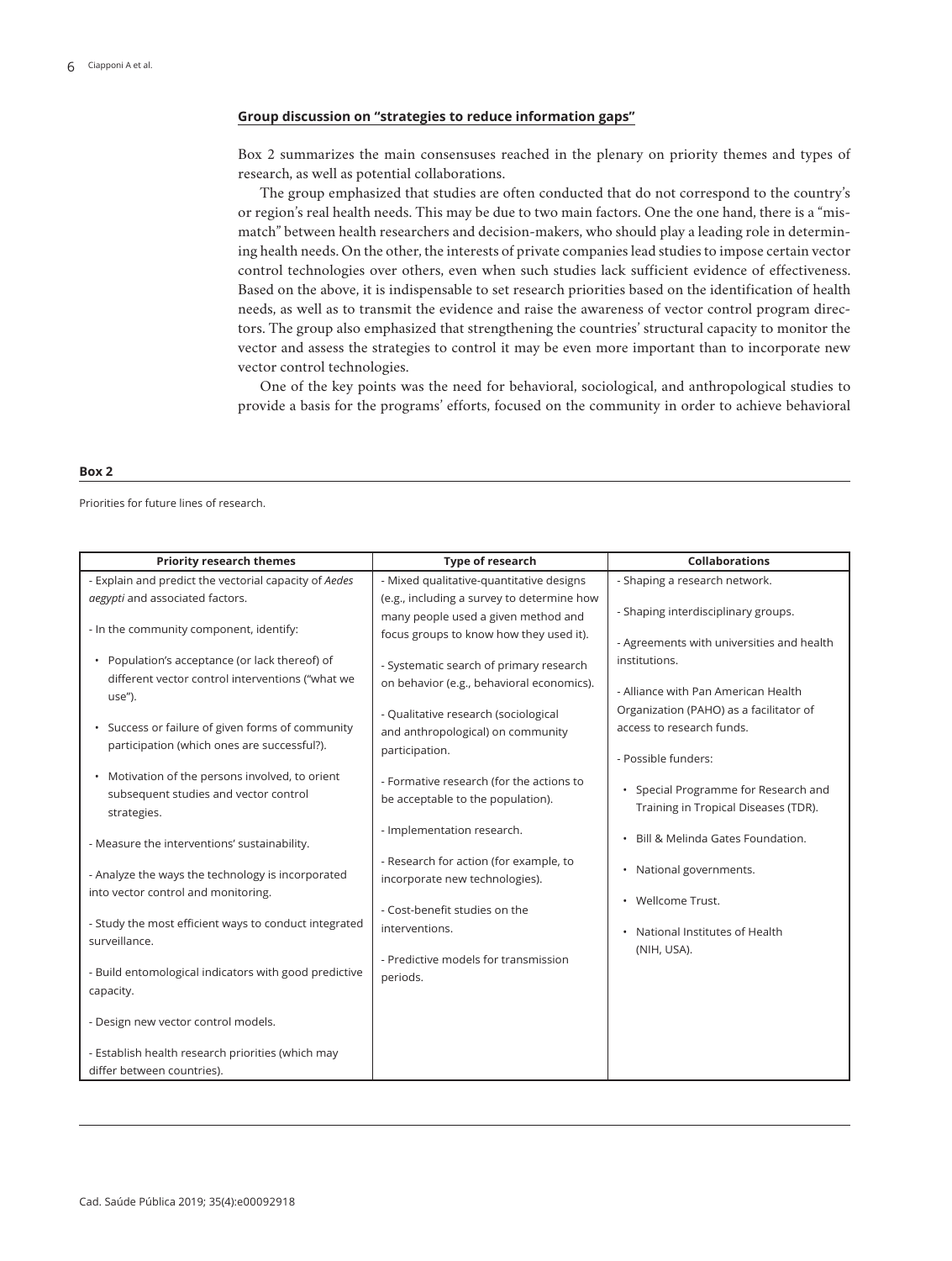**Group discussion on "strategies to reduce information gaps"**

Box 2 summarizes the main consensuses reached in the plenary on priority themes and types of research, as well as potential collaborations.

The group emphasized that studies are often conducted that do not correspond to the country's or region's real health needs. This may be due to two main factors. One the one hand, there is a "mismatch" between health researchers and decision-makers, who should play a leading role in determining health needs. On the other, the interests of private companies lead studies to impose certain vector control technologies over others, even when such studies lack sufficient evidence of effectiveness. Based on the above, it is indispensable to set research priorities based on the identification of health needs, as well as to transmit the evidence and raise the awareness of vector control program directors. The group also emphasized that strengthening the countries' structural capacity to monitor the vector and assess the strategies to control it may be even more important than to incorporate new vector control technologies.

One of the key points was the need for behavioral, sociological, and anthropological studies to provide a basis for the programs' efforts, focused on the community in order to achieve behavioral

**Box 2**

Priorities for future lines of research.

| Priority research themes | Type of research | Collaborations |
|---|---|---|
| - Explain and predict the vectorial capacity of *Aedes aegypti* and associated factors.<br><br>- In the community component, identify:<br><br>• Population's acceptance (or lack thereof) of different vector control interventions ("what we use").<br><br>• Success or failure of given forms of community participation (which ones are successful?).<br><br>• Motivation of the persons involved, to orient subsequent studies and vector control strategies.<br><br>- Measure the interventions' sustainability.<br><br>- Analyze the ways the technology is incorporated into vector control and monitoring.<br><br>- Study the most efficient ways to conduct integrated surveillance.<br><br>- Build entomological indicators with good predictive capacity.<br><br>- Design new vector control models.<br><br>- Establish health research priorities (which may differ between countries). | - Mixed qualitative-quantitative designs (e.g., including a survey to determine how many people used a given method and focus groups to know how they used it).<br><br>- Systematic search of primary research on behavior (e.g., behavioral economics).<br><br>- Qualitative research (sociological and anthropological) on community participation.<br><br>- Formative research (for the actions to be acceptable to the population).<br><br>- Implementation research.<br><br>- Research for action (for example, to incorporate new technologies).<br><br>- Cost-benefit studies on the interventions.<br><br>- Predictive models for transmission periods. | - Shaping a research network.<br><br>- Shaping interdisciplinary groups.<br><br>- Agreements with universities and health institutions.<br><br>- Alliance with Pan American Health Organization (PAHO) as a facilitator of access to research funds.<br><br>- Possible funders:<br><br>• Special Programme for Research and Training in Tropical Diseases (TDR).<br><br>• Bill & Melinda Gates Foundation.<br><br>• National governments.<br><br>• Wellcome Trust.<br><br>• National Institutes of Health (NIH, USA). |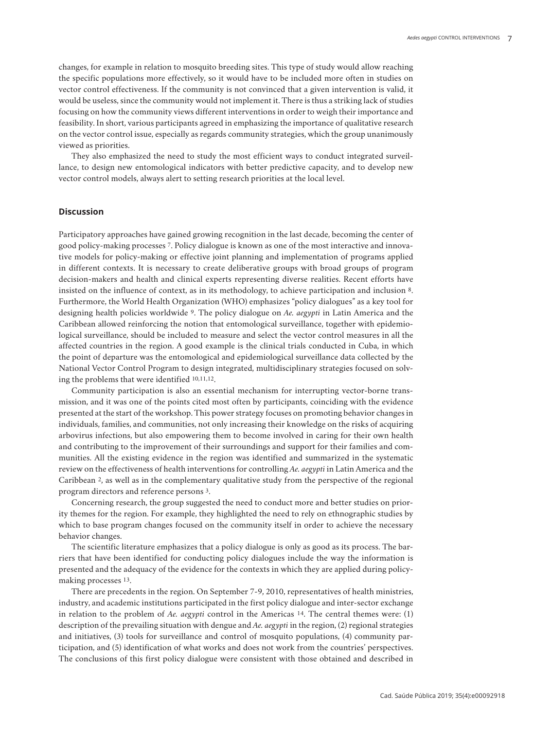changes, for example in relation to mosquito breeding sites. This type of study would allow reaching the specific populations more effectively, so it would have to be included more often in studies on vector control effectiveness. If the community is not convinced that a given intervention is valid, it would be useless, since the community would not implement it. There is thus a striking lack of studies focusing on how the community views different interventions in order to weigh their importance and feasibility. In short, various participants agreed in emphasizing the importance of qualitative research on the vector control issue, especially as regards community strategies, which the group unanimously viewed as priorities.

They also emphasized the need to study the most efficient ways to conduct integrated surveillance, to design new entomological indicators with better predictive capacity, and to develop new vector control models, always alert to setting research priorities at the local level.

## Discussion

Participatory approaches have gained growing recognition in the last decade, becoming the center of good policy-making processes [7]. Policy dialogue is known as one of the most interactive and innovative models for policy-making or effective joint planning and implementation of programs applied in different contexts. It is necessary to create deliberative groups with broad groups of program decision-makers and health and clinical experts representing diverse realities. Recent efforts have insisted on the influence of context, as in its methodology, to achieve participation and inclusion [8]. Furthermore, the World Health Organization (WHO) emphasizes "policy dialogues" as a key tool for designing health policies worldwide [9]. The policy dialogue on *Ae. aegypti* in Latin America and the Caribbean allowed reinforcing the notion that entomological surveillance, together with epidemiological surveillance, should be included to measure and select the vector control measures in all the affected countries in the region. A good example is the clinical trials conducted in Cuba, in which the point of departure was the entomological and epidemiological surveillance data collected by the National Vector Control Program to design integrated, multidisciplinary strategies focused on solving the problems that were identified [10,11,12].

Community participation is also an essential mechanism for interrupting vector-borne transmission, and it was one of the points cited most often by participants, coinciding with the evidence presented at the start of the workshop. This power strategy focuses on promoting behavior changes in individuals, families, and communities, not only increasing their knowledge on the risks of acquiring arbovirus infections, but also empowering them to become involved in caring for their own health and contributing to the improvement of their surroundings and support for their families and communities. All the existing evidence in the region was identified and summarized in the systematic review on the effectiveness of health interventions for controlling *Ae. aegypti* in Latin America and the Caribbean [2], as well as in the complementary qualitative study from the perspective of the regional program directors and reference persons [3].

Concerning research, the group suggested the need to conduct more and better studies on priority themes for the region. For example, they highlighted the need to rely on ethnographic studies by which to base program changes focused on the community itself in order to achieve the necessary behavior changes.

The scientific literature emphasizes that a policy dialogue is only as good as its process. The barriers that have been identified for conducting policy dialogues include the way the information is presented and the adequacy of the evidence for the contexts in which they are applied during policy-making processes [13].

There are precedents in the region. On September 7-9, 2010, representatives of health ministries, industry, and academic institutions participated in the first policy dialogue and inter-sector exchange in relation to the problem of *Ae. aegypti* control in the Americas [14]. The central themes were: (1) description of the prevailing situation with dengue and *Ae. aegypti* in the region, (2) regional strategies and initiatives, (3) tools for surveillance and control of mosquito populations, (4) community participation, and (5) identification of what works and does not work from the countries' perspectives. The conclusions of this first policy dialogue were consistent with those obtained and described in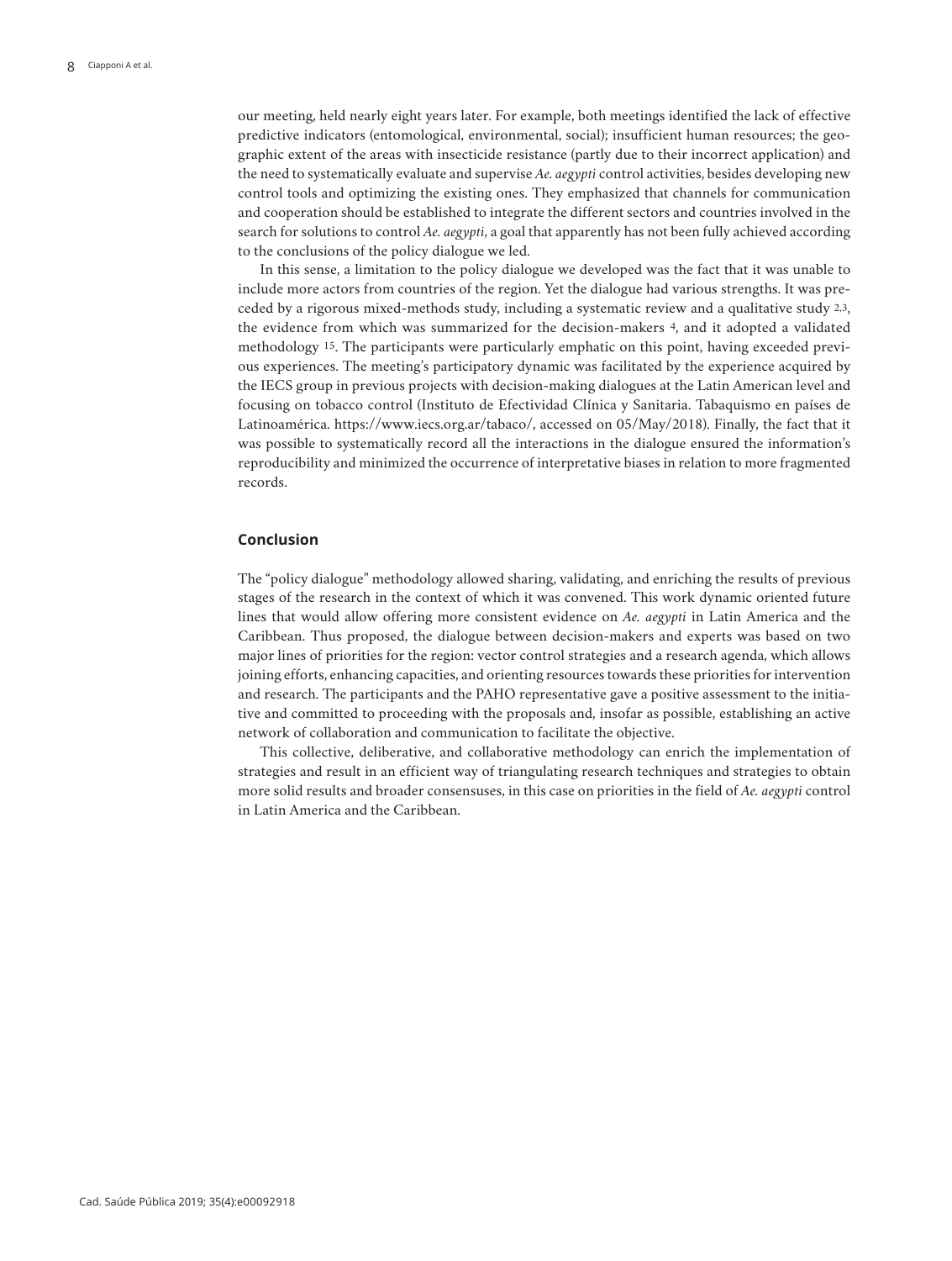our meeting, held nearly eight years later. For example, both meetings identified the lack of effective predictive indicators (entomological, environmental, social); insufficient human resources; the geographic extent of the areas with insecticide resistance (partly due to their incorrect application) and the need to systematically evaluate and supervise *Ae. aegypti* control activities, besides developing new control tools and optimizing the existing ones. They emphasized that channels for communication and cooperation should be established to integrate the different sectors and countries involved in the search for solutions to control *Ae. aegypti*, a goal that apparently has not been fully achieved according to the conclusions of the policy dialogue we led.

In this sense, a limitation to the policy dialogue we developed was the fact that it was unable to include more actors from countries of the region. Yet the dialogue had various strengths. It was preceded by a rigorous mixed-methods study, including a systematic review and a qualitative study [2,3], the evidence from which was summarized for the decision-makers [4], and it adopted a validated methodology [15]. The participants were particularly emphatic on this point, having exceeded previous experiences. The meeting's participatory dynamic was facilitated by the experience acquired by the IECS group in previous projects with decision-making dialogues at the Latin American level and focusing on tobacco control (Instituto de Efectividad Clínica y Sanitaria. Tabaquismo en países de Latinoamérica. https://www.iecs.org.ar/tabaco/, accessed on 05/May/2018). Finally, the fact that it was possible to systematically record all the interactions in the dialogue ensured the information's reproducibility and minimized the occurrence of interpretative biases in relation to more fragmented records.

## Conclusion

The "policy dialogue" methodology allowed sharing, validating, and enriching the results of previous stages of the research in the context of which it was convened. This work dynamic oriented future lines that would allow offering more consistent evidence on *Ae. aegypti* in Latin America and the Caribbean. Thus proposed, the dialogue between decision-makers and experts was based on two major lines of priorities for the region: vector control strategies and a research agenda, which allows joining efforts, enhancing capacities, and orienting resources towards these priorities for intervention and research. The participants and the PAHO representative gave a positive assessment to the initiative and committed to proceeding with the proposals and, insofar as possible, establishing an active network of collaboration and communication to facilitate the objective.

This collective, deliberative, and collaborative methodology can enrich the implementation of strategies and result in an efficient way of triangulating research techniques and strategies to obtain more solid results and broader consensuses, in this case on priorities in the field of *Ae. aegypti* control in Latin America and the Caribbean.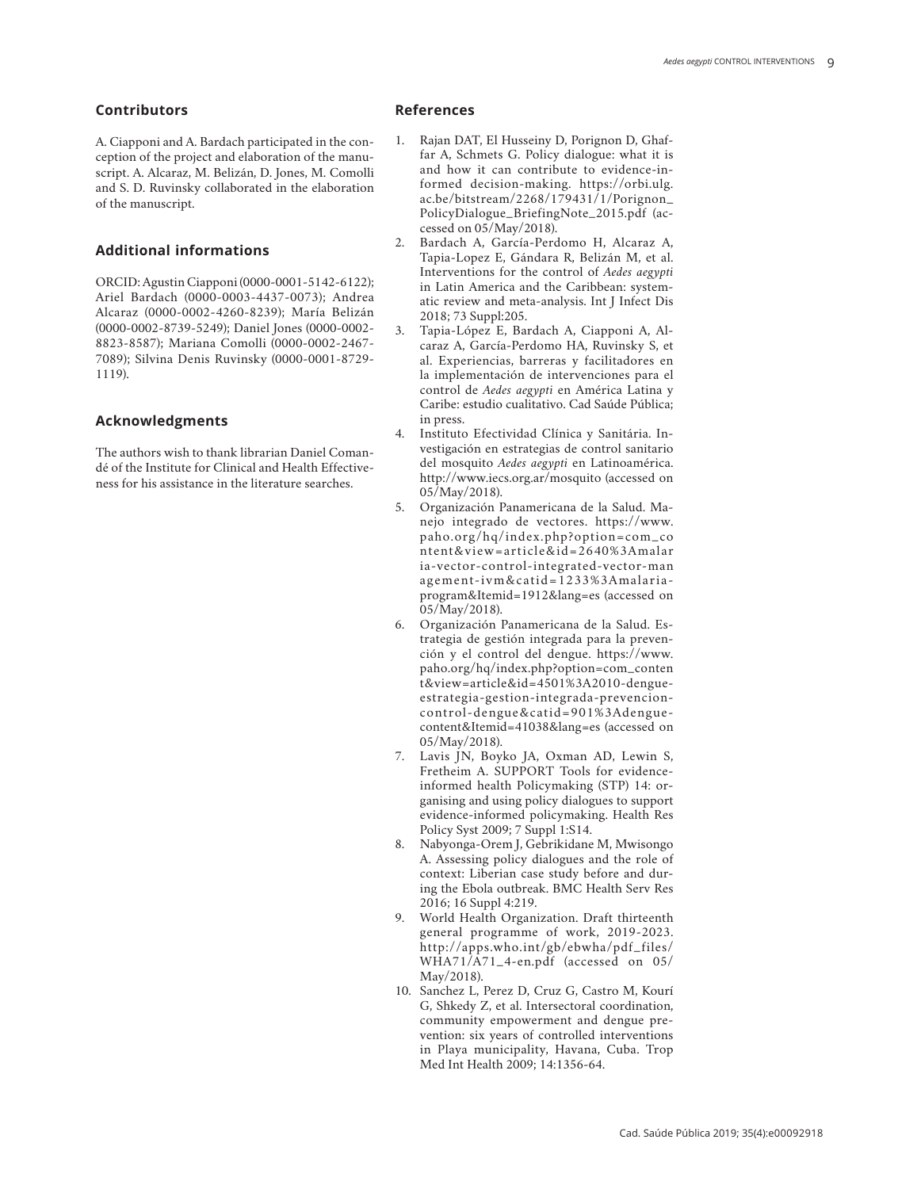## Contributors

A. Ciapponi and A. Bardach participated in the conception of the project and elaboration of the manuscript. A. Alcaraz, M. Belizán, D. Jones, M. Comolli and S. D. Ruvinsky collaborated in the elaboration of the manuscript.

## Additional informations

ORCID: Agustin Ciapponi (0000-0001-5142-6122); Ariel Bardach (0000-0003-4437-0073); Andrea Alcaraz (0000-0002-4260-8239); María Belizán (0000-0002-8739-5249); Daniel Jones (0000-0002-8823-8587); Mariana Comolli (0000-0002-2467-7089); Silvina Denis Ruvinsky (0000-0001-8729-1119).

## Acknowledgments

The authors wish to thank librarian Daniel Comandé of the Institute for Clinical and Health Effectiveness for his assistance in the literature searches.

## References

1. Rajan DAT, El Husseiny D, Porignon D, Ghaffar A, Schmets G. Policy dialogue: what it is and how it can contribute to evidence-informed decision-making. https://orbi.ulg.ac.be/bitstream/2268/179431/1/Porignon_PolicyDialogue_BriefingNote_2015.pdf (accessed on 05/May/2018).
2. Bardach A, García-Perdomo H, Alcaraz A, Tapia-Lopez E, Gándara R, Belizán M, et al. Interventions for the control of *Aedes aegypti* in Latin America and the Caribbean: systematic review and meta-analysis. Int J Infect Dis 2018; 73 Suppl:205.
3. Tapia-López E, Bardach A, Ciapponi A, Alcaraz A, García-Perdomo HA, Ruvinsky S, et al. Experiencias, barreras y facilitadores en la implementación de intervenciones para el control de *Aedes aegypti* en América Latina y Caribe: estudio cualitativo. Cad Saúde Pública; in press.
4. Instituto Efectividad Clínica y Sanitária. Investigación en estrategias de control sanitario del mosquito *Aedes aegypti* en Latinoamérica. http://www.iecs.org.ar/mosquito (accessed on 05/May/2018).
5. Organización Panamericana de la Salud. Manejo integrado de vectores. https://www.paho.org/hq/index.php?option=com_content&view=article&id=2640%3Amalaria-vector-control-integrated-vector-management-ivm&catid=1233%3Amalaria-program&Itemid=1912&lang=es (accessed on 05/May/2018).
6. Organización Panamericana de la Salud. Estrategia de gestión integrada para la prevención y el control del dengue. https://www.paho.org/hq/index.php?option=com_content&view=article&id=4501%3A2010-dengue-estrategia-gestion-integrada-prevencion-control-dengue&catid=901%3Adengue-content&Itemid=41038&lang=es (accessed on 05/May/2018).
7. Lavis JN, Boyko JA, Oxman AD, Lewin S, Fretheim A. SUPPORT Tools for evidence-informed health Policymaking (STP) 14: organising and using policy dialogues to support evidence-informed policymaking. Health Res Policy Syst 2009; 7 Suppl 1:S14.
8. Nabyonga-Orem J, Gebrikidane M, Mwisongo A. Assessing policy dialogues and the role of context: Liberian case study before and during the Ebola outbreak. BMC Health Serv Res 2016; 16 Suppl 4:219.
9. World Health Organization. Draft thirteenth general programme of work, 2019-2023. http://apps.who.int/gb/ebwha/pdf_files/WHA71/A71_4-en.pdf (accessed on 05/May/2018).
10. Sanchez L, Perez D, Cruz G, Castro M, Kourí G, Shkedy Z, et al. Intersectoral coordination, community empowerment and dengue prevention: six years of controlled interventions in Playa municipality, Havana, Cuba. Trop Med Int Health 2009; 14:1356-64.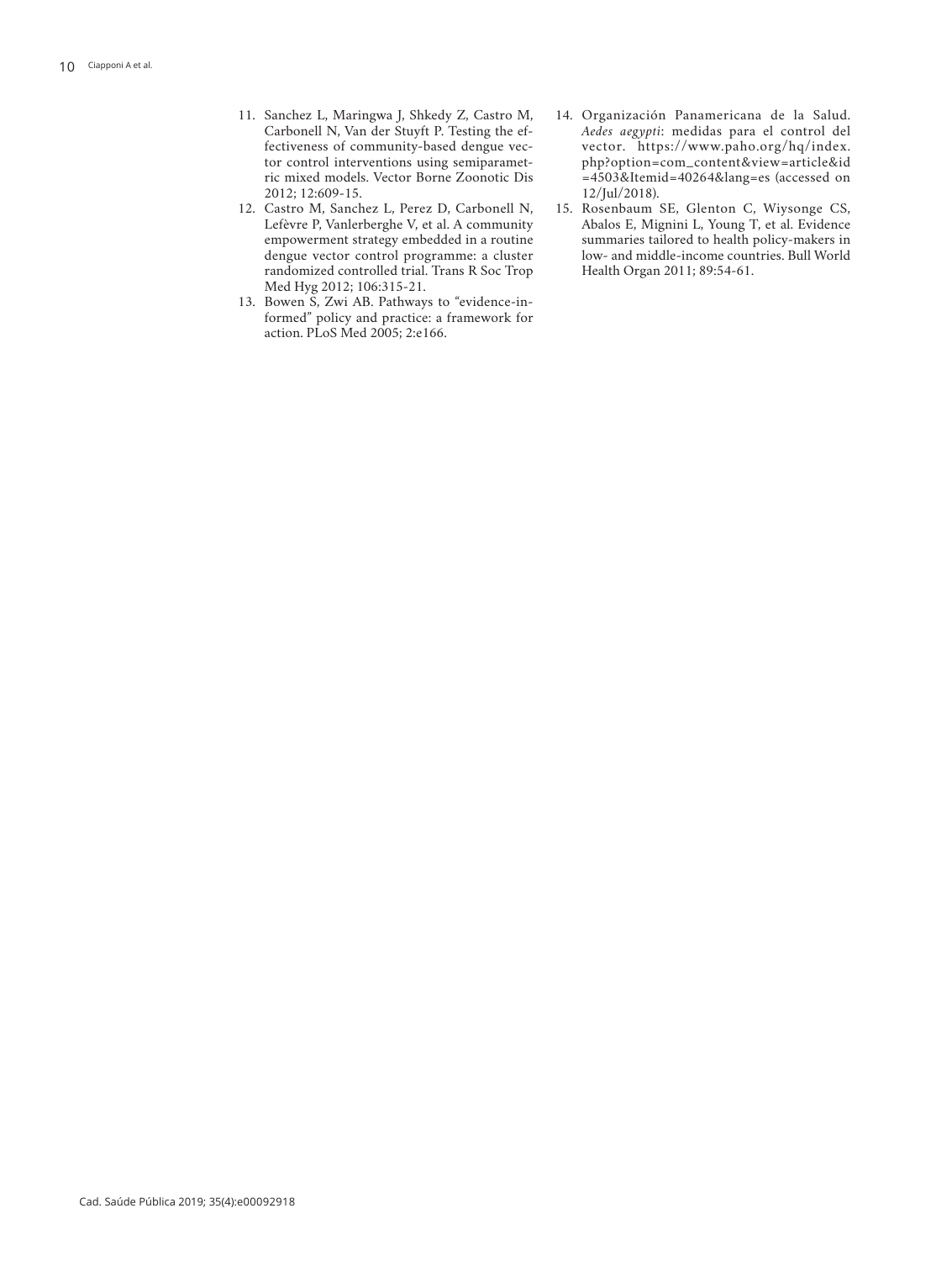11. Sanchez L, Maringwa J, Shkedy Z, Castro M, Carbonell N, Van der Stuyft P. Testing the effectiveness of community-based dengue vector control interventions using semiparametric mixed models. Vector Borne Zoonotic Dis 2012; 12:609-15.
12. Castro M, Sanchez L, Perez D, Carbonell N, Lefèvre P, Vanlerberghe V, et al. A community empowerment strategy embedded in a routine dengue vector control programme: a cluster randomized controlled trial. Trans R Soc Trop Med Hyg 2012; 106:315-21.
13. Bowen S, Zwi AB. Pathways to "evidence-informed" policy and practice: a framework for action. PLoS Med 2005; 2:e166.
14. Organización Panamericana de la Salud. *Aedes aegypti*: medidas para el control del vector. https://www.paho.org/hq/index.php?option=com_content&view=article&id=4503&Itemid=40264&lang=es (accessed on 12/Jul/2018).
15. Rosenbaum SE, Glenton C, Wiysonge CS, Abalos E, Mignini L, Young T, et al. Evidence summaries tailored to health policy-makers in low- and middle-income countries. Bull World Health Organ 2011; 89:54-61.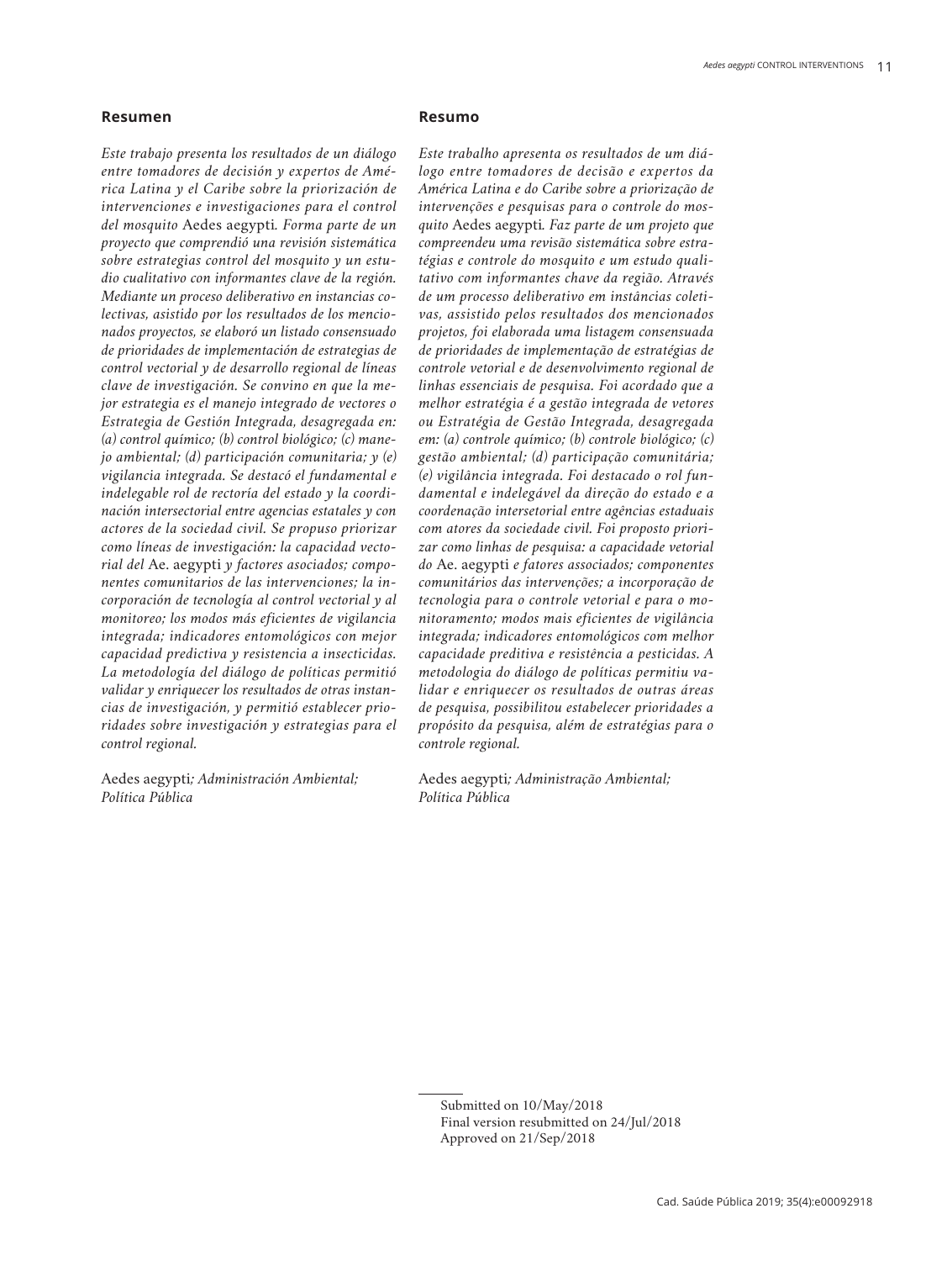## Resumen

*Este trabajo presenta los resultados de un diálogo entre tomadores de decisión y expertos de América Latina y el Caribe sobre la priorización de intervenciones e investigaciones para el control del mosquito* Aedes aegypti*. Forma parte de un proyecto que comprendió una revisión sistemática sobre estrategias control del mosquito y un estudio cualitativo con informantes clave de la región. Mediante un proceso deliberativo en instancias colectivas, asistido por los resultados de los mencionados proyectos, se elaboró un listado consensuado de prioridades de implementación de estrategias de control vectorial y de desarrollo regional de líneas clave de investigación. Se convino en que la mejor estrategia es el manejo integrado de vectores o Estrategia de Gestión Integrada, desagregada en: (a) control químico; (b) control biológico; (c) manejo ambiental; (d) participación comunitaria; y (e) vigilancia integrada. Se destacó el fundamental e indelegable rol de rectoría del estado y la coordinación intersectorial entre agencias estatales y con actores de la sociedad civil. Se propuso priorizar como líneas de investigación: la capacidad vectorial del* Ae. aegypti *y factores asociados; componentes comunitarios de las intervenciones; la incorporación de tecnología al control vectorial y al monitoreo; los modos más eficientes de vigilancia integrada; indicadores entomológicos con mejor capacidad predictiva y resistencia a insecticidas. La metodología del diálogo de políticas permitió validar y enriquecer los resultados de otras instancias de investigación, y permitió establecer prioridades sobre investigación y estrategias para el control regional.*

Aedes aegypti*; Administración Ambiental; Política Pública*

## Resumo

*Este trabalho apresenta os resultados de um diálogo entre tomadores de decisão e expertos da América Latina e do Caribe sobre a priorização de intervenções e pesquisas para o controle do mosquito* Aedes aegypti*. Faz parte de um projeto que compreendeu uma revisão sistemática sobre estratégias e controle do mosquito e um estudo qualitativo com informantes chave da região. Através de um processo deliberativo em instâncias coletivas, assistido pelos resultados dos mencionados projetos, foi elaborada uma listagem consensuada de prioridades de implementação de estratégias de controle vetorial e de desenvolvimento regional de linhas essenciais de pesquisa. Foi acordado que a melhor estratégia é a gestão integrada de vetores ou Estratégia de Gestão Integrada, desagregada em: (a) controle químico; (b) controle biológico; (c) gestão ambiental; (d) participação comunitária; (e) vigilância integrada. Foi destacado o rol fundamental e indelegável da direção do estado e a coordenação intersetorial entre agências estaduais com atores da sociedade civil. Foi proposto priorizar como linhas de pesquisa: a capacidade vetorial do* Ae. aegypti *e fatores associados; componentes comunitários das intervenções; a incorporação de tecnologia para o controle vetorial e para o monitoramento; modos mais eficientes de vigilância integrada; indicadores entomológicos com melhor capacidade preditiva e resistência a pesticidas. A metodologia do diálogo de políticas permitiu validar e enriquecer os resultados de outras áreas de pesquisa, possibilitou estabelecer prioridades a propósito da pesquisa, além de estratégias para o controle regional.*

Aedes aegypti*; Administração Ambiental; Política Pública*

Submitted on 10/May/2018
Final version resubmitted on 24/Jul/2018
Approved on 21/Sep/2018